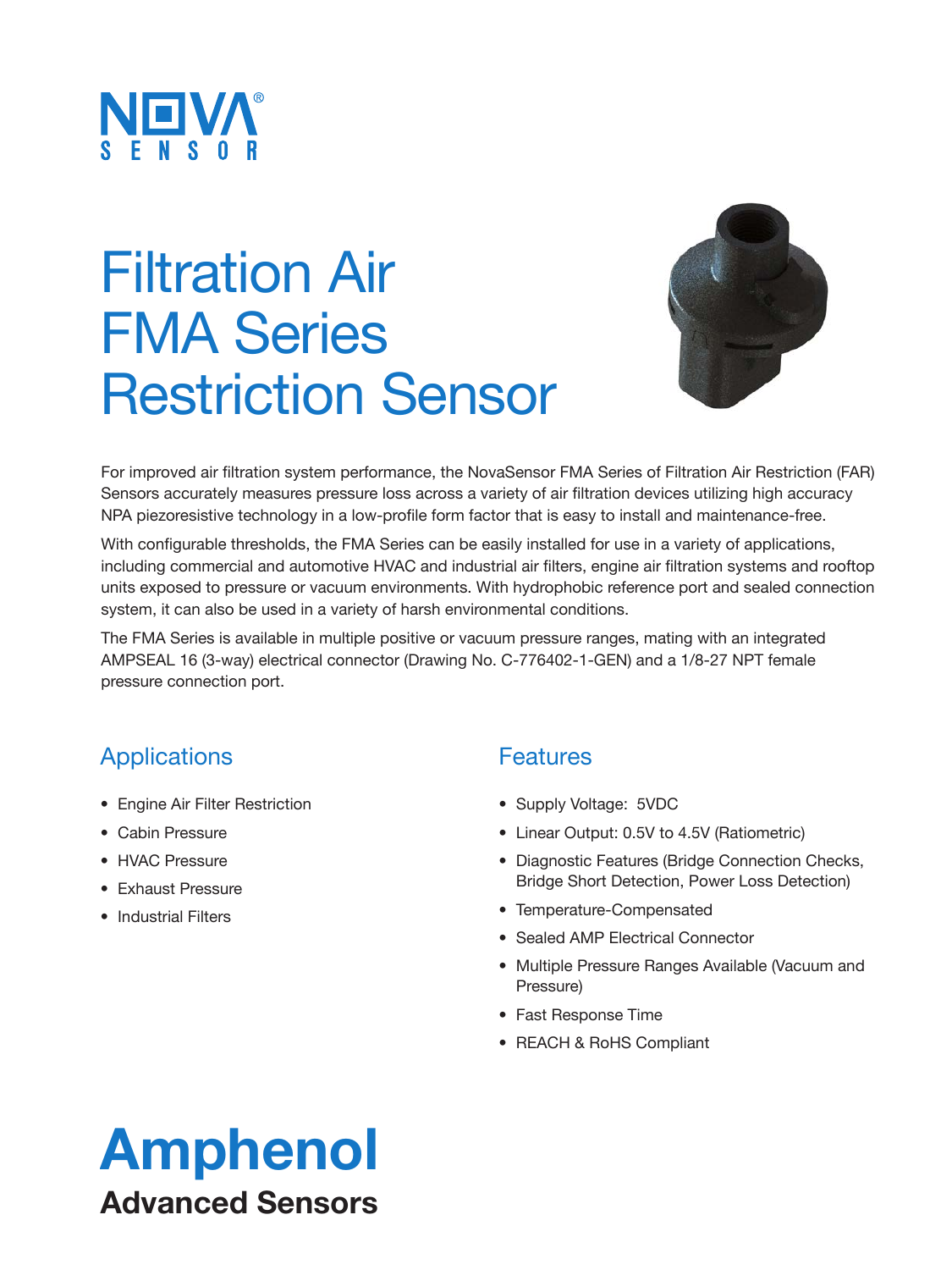NOVA® SENSOR

# Filtration Air FMA Series Restriction Sensor

For improved air filtration system performance, the NovaSensor FMA Series of Filtration Air Restriction (FAR) Sensors accurately measures pressure loss across a variety of air filtration devices utilizing high accuracy NPA piezoresistive technology in a low-profile form factor that is easy to install and maintenance-free.

With configurable thresholds, the FMA Series can be easily installed for use in a variety of applications, including commercial and automotive HVAC and industrial air filters, engine air filtration systems and rooftop units exposed to pressure or vacuum environments. With hydrophobic reference port and sealed connection system, it can also be used in a variety of harsh environmental conditions.

The FMA Series is available in multiple positive or vacuum pressure ranges, mating with an integrated AMPSEAL 16 (3-way) electrical connector (Drawing No. C-776402-1-GEN) and a 1/8-27 NPT female pressure connection port.

## Applications

- Engine Air Filter Restriction
- Cabin Pressure
- HVAC Pressure
- Exhaust Pressure
- Industrial Filters

## Features

- Supply Voltage: 5VDC
- Linear Output: 0.5V to 4.5V (Ratiometric)
- Diagnostic Features (Bridge Connection Checks, Bridge Short Detection, Power Loss Detection)
- Temperature-Compensated
- Sealed AMP Electrical Connector
- Multiple Pressure Ranges Available (Vacuum and Pressure)
- Fast Response Time
- REACH & RoHS Compliant

**Amphenol**
**Advanced Sensors**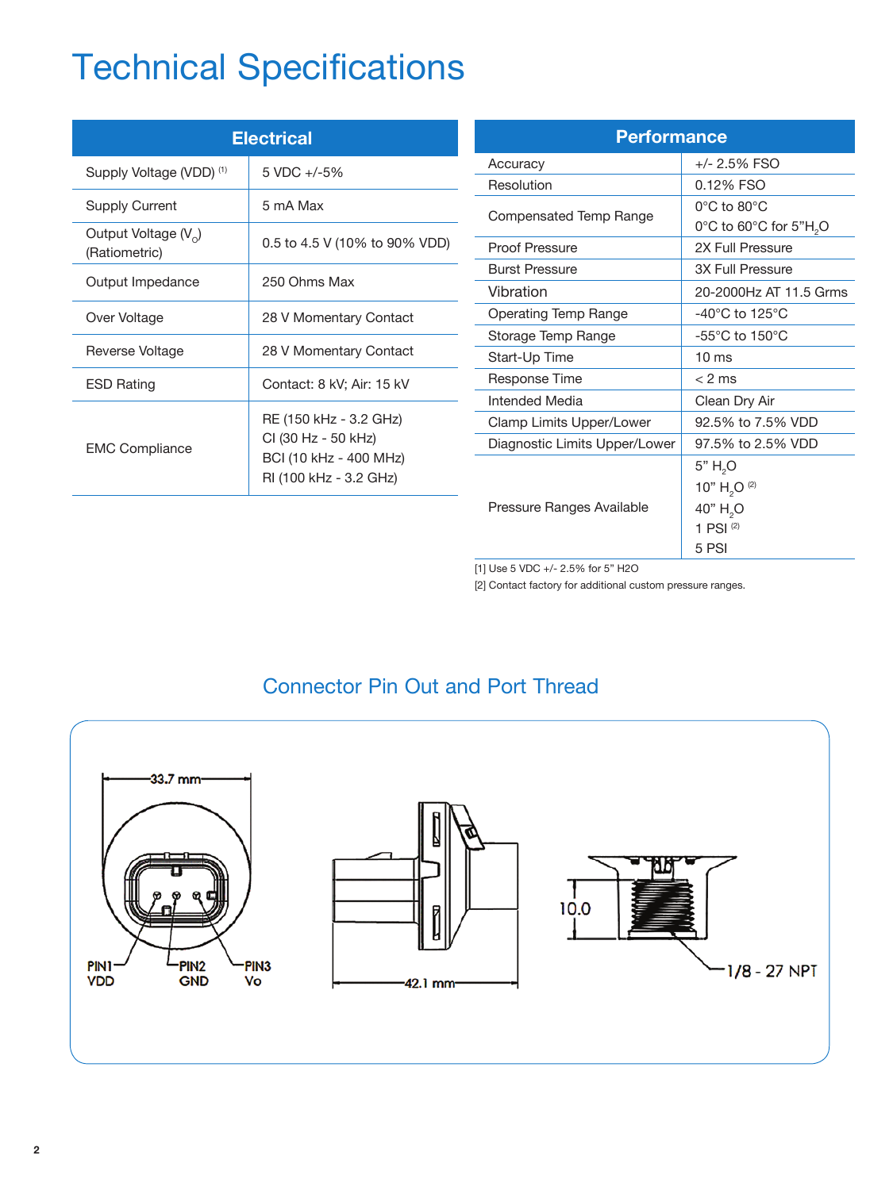# Technical Specifications

| Electrical | |
|---|---|
| Supply Voltage (VDD) [1] | 5 VDC +/-5% |
| Supply Current | 5 mA Max |
| Output Voltage ($V_O$) (Ratiometric) | 0.5 to 4.5 V (10% to 90% VDD) |
| Output Impedance | 250 Ohms Max |
| Over Voltage | 28 V Momentary Contact |
| Reverse Voltage | 28 V Momentary Contact |
| ESD Rating | Contact: 8 kV; Air: 15 kV |
| EMC Compliance | RE (150 kHz - 3.2 GHz)<br>CI (30 Hz - 50 kHz)<br>BCI (10 kHz - 400 MHz)<br>RI (100 kHz - 3.2 GHz) |

| Performance | |
|---|---|
| Accuracy | +/- 2.5% FSO |
| Resolution | 0.12% FSO |
| Compensated Temp Range | 0°C to 80°C<br>0°C to 60°C for 5”$H_2O$ |
| Proof Pressure | 2X Full Pressure |
| Burst Pressure | 3X Full Pressure |
| Vibration | 20-2000Hz AT 11.5 Grms |
| Operating Temp Range | -40°C to 125°C |
| Storage Temp Range | -55°C to 150°C |
| Start-Up Time | 10 ms |
| Response Time | < 2 ms |
| Intended Media | Clean Dry Air |
| Clamp Limits Upper/Lower | 92.5% to 7.5% VDD |
| Diagnostic Limits Upper/Lower | 97.5% to 2.5% VDD |
| Pressure Ranges Available | 5” $H_2O$<br>10” $H_2O$ [2]<br>40” $H_2O$<br>1 PSI [2]<br>5 PSI |

[1] Use 5 VDC +/- 2.5% for 5” H2O

[2] Contact factory for additional custom pressure ranges.

## Connector Pin Out and Port Thread

33.7 mm

PIN1 VDD    PIN2 GND    PIN3 Vo

42.1 mm

10.0

1/8 - 27 NPT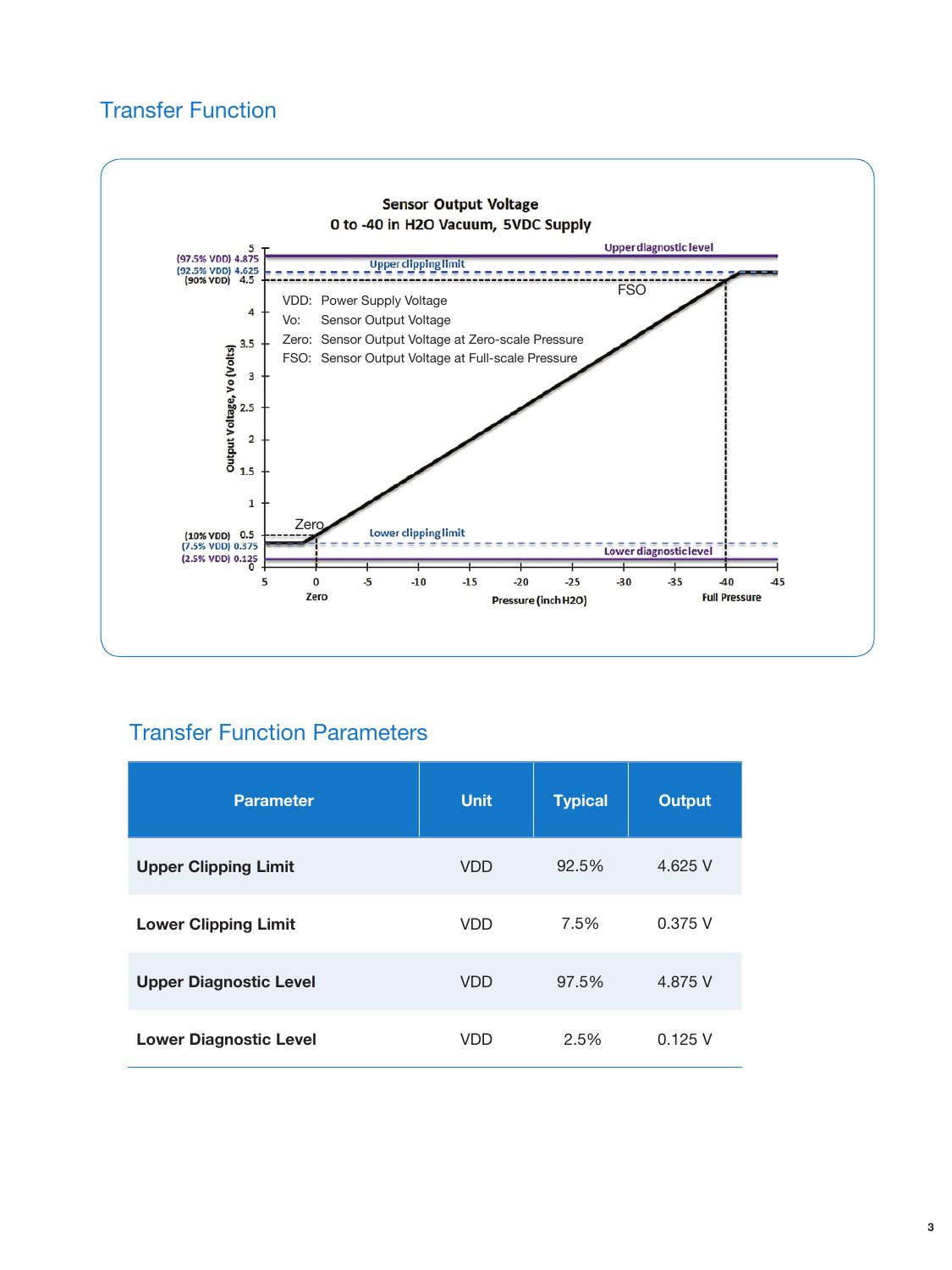## Transfer Function

**Sensor Output Voltage**
**0 to -40 in H2O Vacuum, 5VDC Supply**

VDD: Power Supply Voltage
Vo: Sensor Output Voltage
Zero: Sensor Output Voltage at Zero-scale Pressure
FSO: Sensor Output Voltage at Full-scale Pressure

## Transfer Function Parameters

| Parameter | Unit | Typical | Output |
|---|---|---|---|
| **Upper Clipping Limit** | VDD | 92.5% | 4.625 V |
| **Lower Clipping Limit** | VDD | 7.5% | 0.375 V |
| **Upper Diagnostic Level** | VDD | 97.5% | 4.875 V |
| **Lower Diagnostic Level** | VDD | 2.5% | 0.125 V |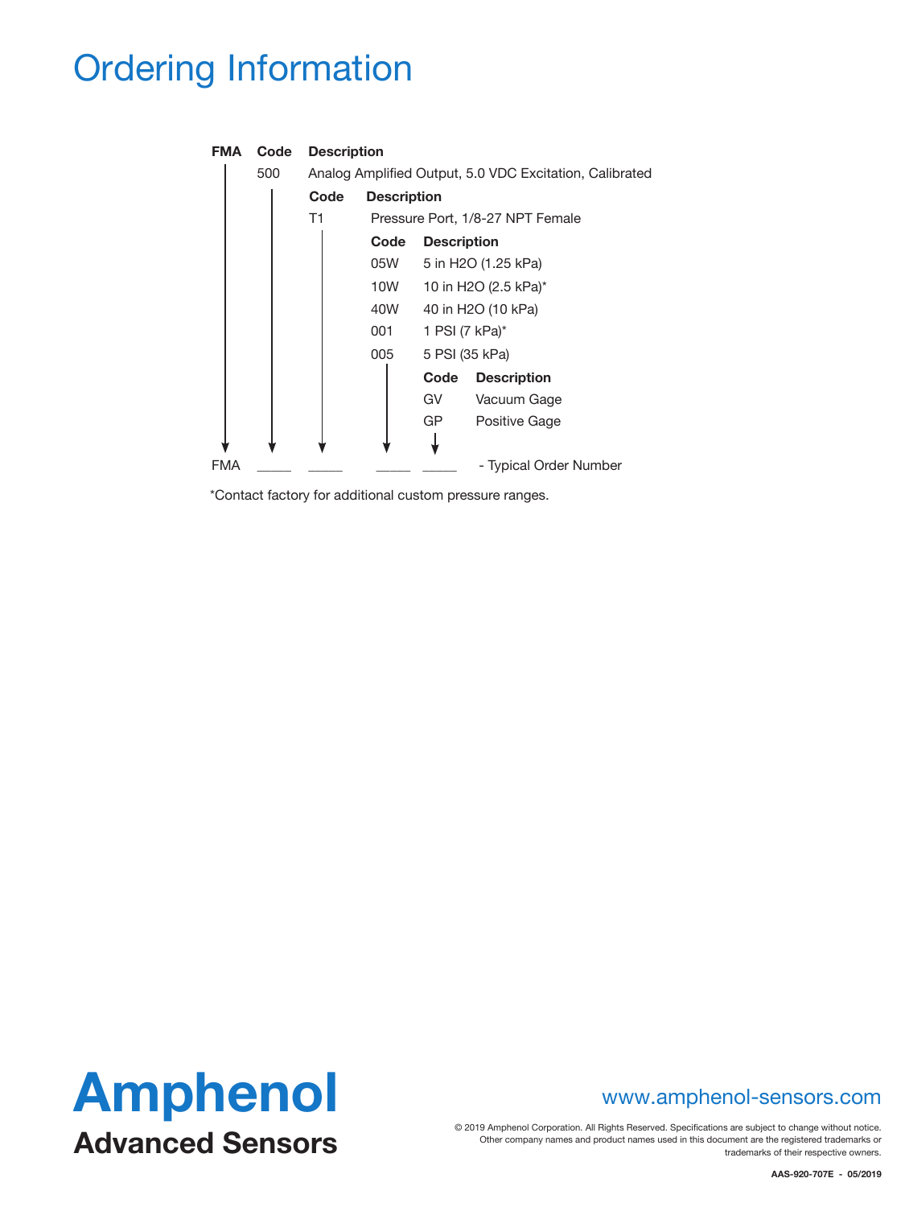# Ordering Information

**FMA**

| Code | Description |
|---|---|
| 500 | Analog Amplified Output, 5.0 VDC Excitation, Calibrated |

| Code | Description |
|---|---|
| T1 | Pressure Port, 1/8-27 NPT Female |

| Code | Description |
|---|---|
| 05W | 5 in H2O (1.25 kPa) |
| 10W | 10 in H2O (2.5 kPa)* |
| 40W | 40 in H2O (10 kPa) |
| 001 | 1 PSI (7 kPa)* |
| 005 | 5 PSI (35 kPa) |

| Code | Description |
|---|---|
| GV | Vacuum Gage |
| GP | Positive Gage |

FMA _____ _____ _____ _____ - Typical Order Number

*Contact factory for additional custom pressure ranges.

**Amphenol**
**Advanced Sensors**

www.amphenol-sensors.com

© 2019 Amphenol Corporation. All Rights Reserved. Specifications are subject to change without notice. Other company names and product names used in this document are the registered trademarks or trademarks of their respective owners.

AAS-920-707E - 05/2019